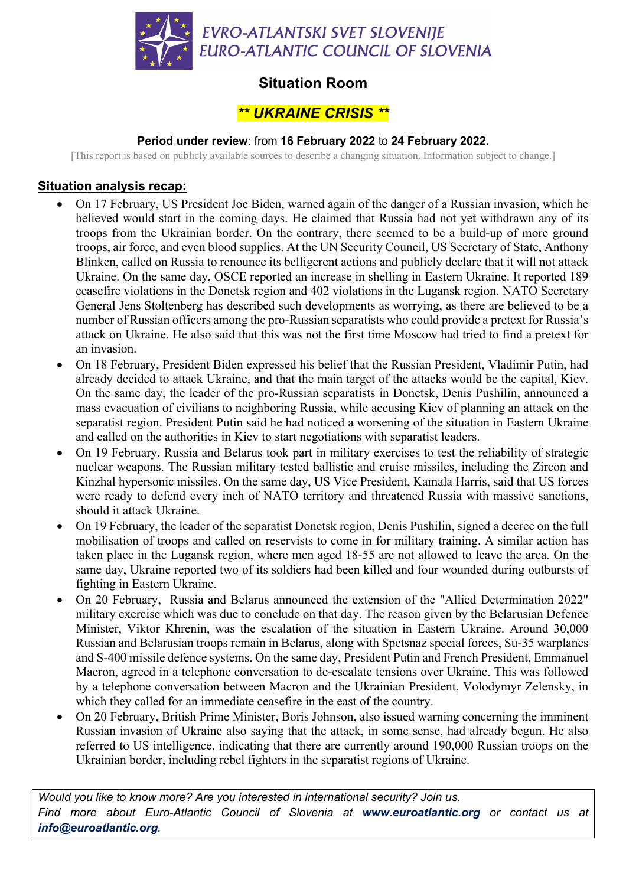# EVRO-ATLANTSKI SVET SLOVENIJE
# EURO-ATLANTIC COUNCIL OF SLOVENIA

## Situation Room

## *** UKRAINE CRISIS ***

**Period under review**: from **16 February 2022** to **24 February 2022.**

[This report is based on publicly available sources to describe a changing situation. Information subject to change.]

### Situation analysis recap:

- On 17 February, US President Joe Biden, warned again of the danger of a Russian invasion, which he believed would start in the coming days. He claimed that Russia had not yet withdrawn any of its troops from the Ukrainian border. On the contrary, there seemed to be a build-up of more ground troops, air force, and even blood supplies. At the UN Security Council, US Secretary of State, Anthony Blinken, called on Russia to renounce its belligerent actions and publicly declare that it will not attack Ukraine. On the same day, OSCE reported an increase in shelling in Eastern Ukraine. It reported 189 ceasefire violations in the Donetsk region and 402 violations in the Lugansk region. NATO Secretary General Jens Stoltenberg has described such developments as worrying, as there are believed to be a number of Russian officers among the pro-Russian separatists who could provide a pretext for Russia's attack on Ukraine. He also said that this was not the first time Moscow had tried to find a pretext for an invasion.
- On 18 February, President Biden expressed his belief that the Russian President, Vladimir Putin, had already decided to attack Ukraine, and that the main target of the attacks would be the capital, Kiev. On the same day, the leader of the pro-Russian separatists in Donetsk, Denis Pushilin, announced a mass evacuation of civilians to neighboring Russia, while accusing Kiev of planning an attack on the separatist region. President Putin said he had noticed a worsening of the situation in Eastern Ukraine and called on the authorities in Kiev to start negotiations with separatist leaders.
- On 19 February, Russia and Belarus took part in military exercises to test the reliability of strategic nuclear weapons. The Russian military tested ballistic and cruise missiles, including the Zircon and Kinzhal hypersonic missiles. On the same day, US Vice President, Kamala Harris, said that US forces were ready to defend every inch of NATO territory and threatened Russia with massive sanctions, should it attack Ukraine.
- On 19 February, the leader of the separatist Donetsk region, Denis Pushilin, signed a decree on the full mobilisation of troops and called on reservists to come in for military training. A similar action has taken place in the Lugansk region, where men aged 18-55 are not allowed to leave the area. On the same day, Ukraine reported two of its soldiers had been killed and four wounded during outbursts of fighting in Eastern Ukraine.
- On 20 February, Russia and Belarus announced the extension of the "Allied Determination 2022" military exercise which was due to conclude on that day. The reason given by the Belarusian Defence Minister, Viktor Khrenin, was the escalation of the situation in Eastern Ukraine. Around 30,000 Russian and Belarusian troops remain in Belarus, along with Spetsnaz special forces, Su-35 warplanes and S-400 missile defence systems. On the same day, President Putin and French President, Emmanuel Macron, agreed in a telephone conversation to de-escalate tensions over Ukraine. This was followed by a telephone conversation between Macron and the Ukrainian President, Volodymyr Zelensky, in which they called for an immediate ceasefire in the east of the country.
- On 20 February, British Prime Minister, Boris Johnson, also issued warning concerning the imminent Russian invasion of Ukraine also saying that the attack, in some sense, had already begun. He also referred to US intelligence, indicating that there are currently around 190,000 Russian troops on the Ukrainian border, including rebel fighters in the separatist regions of Ukraine.

*Would you like to know more? Are you interested in international security? Join us.*
*Find more about Euro-Atlantic Council of Slovenia at **www.euroatlantic.org** or contact us at **info@euroatlantic.org**.*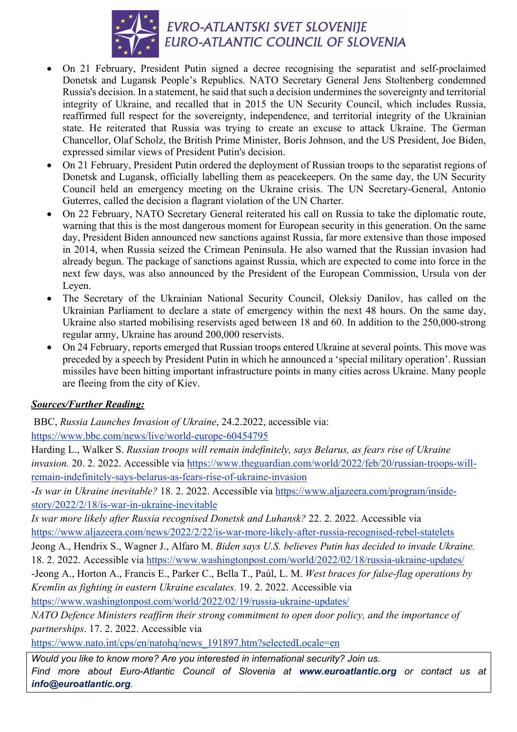- On 21 February, President Putin signed a decree recognising the separatist and self-proclaimed Donetsk and Lugansk People's Republics. NATO Secretary General Jens Stoltenberg condemned Russia's decision. In a statement, he said that such a decision undermines the sovereignty and territorial integrity of Ukraine, and recalled that in 2015 the UN Security Council, which includes Russia, reaffirmed full respect for the sovereignty, independence, and territorial integrity of the Ukrainian state. He reiterated that Russia was trying to create an excuse to attack Ukraine. The German Chancellor, Olaf Scholz, the British Prime Minister, Boris Johnson, and the US President, Joe Biden, expressed similar views of President Putin's decision.
- On 21 February, President Putin ordered the deployment of Russian troops to the separatist regions of Donetsk and Lugansk, officially labelling them as peacekeepers. On the same day, the UN Security Council held an emergency meeting on the Ukraine crisis. The UN Secretary-General, Antonio Guterres, called the decision a flagrant violation of the UN Charter.
- On 22 February, NATO Secretary General reiterated his call on Russia to take the diplomatic route, warning that this is the most dangerous moment for European security in this generation. On the same day, President Biden announced new sanctions against Russia, far more extensive than those imposed in 2014, when Russia seized the Crimean Peninsula. He also warned that the Russian invasion had already begun. The package of sanctions against Russia, which are expected to come into force in the next few days, was also announced by the President of the European Commission, Ursula von der Leyen.
- The Secretary of the Ukrainian National Security Council, Oleksiy Danilov, has called on the Ukrainian Parliament to declare a state of emergency within the next 48 hours. On the same day, Ukraine also started mobilising reservists aged between 18 and 60. In addition to the 250,000-strong regular army, Ukraine has around 200,000 reservists.
- On 24 February, reports emerged that Russian troops entered Ukraine at several points. This move was preceded by a speech by President Putin in which he announced a 'special military operation'. Russian missiles have been hitting important infrastructure points in many cities across Ukraine. Many people are fleeing from the city of Kiev.

***Sources/Further Reading:***

BBC, *Russia Launches Invasion of Ukraine*, 24.2.2022, accessible via: https://www.bbc.com/news/live/world-europe-60454795

Harding L., Walker S. *Russian troops will remain indefinitely, says Belarus, as fears rise of Ukraine invasion.* 20. 2. 2022. Accessible via https://www.theguardian.com/world/2022/feb/20/russian-troops-will-remain-indefinitely-says-belarus-as-fears-rise-of-ukraine-invasion

*-Is war in Ukraine inevitable?* 18. 2. 2022. Accessible via https://www.aljazeera.com/program/inside-story/2022/2/18/is-war-in-ukraine-inevitable

*Is war more likely after Russia recognised Donetsk and Luhansk?* 22. 2. 2022. Accessible via https://www.aljazeera.com/news/2022/2/22/is-war-more-likely-after-russia-recognised-rebel-statelets

Jeong A., Hendrix S., Wagner J., Alfaro M. *Biden says U.S. believes Putin has decided to invade Ukraine.* 18. 2. 2022. Accessible via https://www.washingtonpost.com/world/2022/02/18/russia-ukraine-updates/

-Jeong A., Horton A., Francis E., Parker C., Bella T., Paúl, L. M. *West braces for false-flag operations by Kremlin as fighting in eastern Ukraine escalates.* 19. 2. 2022. Accessible via https://www.washingtonpost.com/world/2022/02/19/russia-ukraine-updates/

*NATO Defence Ministers reaffirm their strong commitment to open door policy, and the importance of partnerships*. 17. 2. 2022. Accessible via https://www.nato.int/cps/en/natohq/news_191897.htm?selectedLocale=en

*Would you like to know more? Are you interested in international security? Join us.*
*Find more about Euro-Atlantic Council of Slovenia at* ***www.euroatlantic.org*** *or contact us at* ***info@euroatlantic.org****.*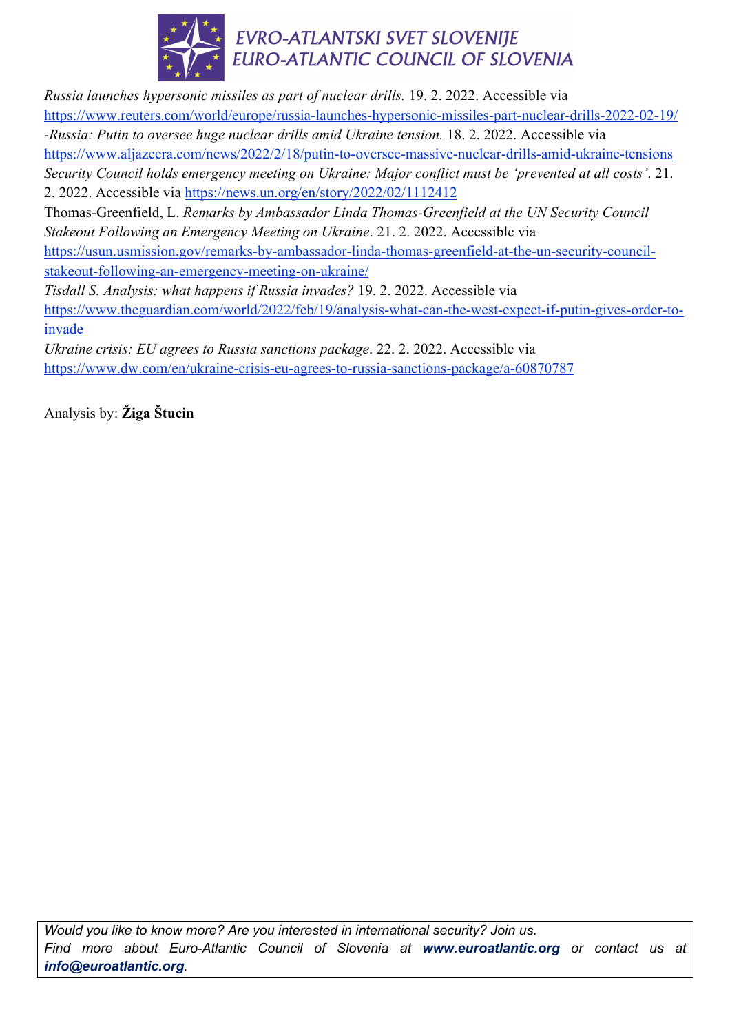*Russia launches hypersonic missiles as part of nuclear drills.* 19. 2. 2022. Accessible via https://www.reuters.com/world/europe/russia-launches-hypersonic-missiles-part-nuclear-drills-2022-02-19/

-*Russia: Putin to oversee huge nuclear drills amid Ukraine tension.* 18. 2. 2022. Accessible via https://www.aljazeera.com/news/2022/2/18/putin-to-oversee-massive-nuclear-drills-amid-ukraine-tensions

*Security Council holds emergency meeting on Ukraine: Major conflict must be 'prevented at all costs'*. 21. 2. 2022. Accessible via https://news.un.org/en/story/2022/02/1112412

Thomas-Greenfield, L. *Remarks by Ambassador Linda Thomas-Greenfield at the UN Security Council Stakeout Following an Emergency Meeting on Ukraine*. 21. 2. 2022. Accessible via https://usun.usmission.gov/remarks-by-ambassador-linda-thomas-greenfield-at-the-un-security-council-stakeout-following-an-emergency-meeting-on-ukraine/

*Tisdall S. Analysis: what happens if Russia invades?* 19. 2. 2022. Accessible via https://www.theguardian.com/world/2022/feb/19/analysis-what-can-the-west-expect-if-putin-gives-order-to-invade

*Ukraine crisis: EU agrees to Russia sanctions package*. 22. 2. 2022. Accessible via https://www.dw.com/en/ukraine-crisis-eu-agrees-to-russia-sanctions-package/a-60870787

Analysis by: **Žiga Štucin**

*Would you like to know more? Are you interested in international security? Join us. Find more about Euro-Atlantic Council of Slovenia at **www.euroatlantic.org** or contact us at **info@euroatlantic.org**.*